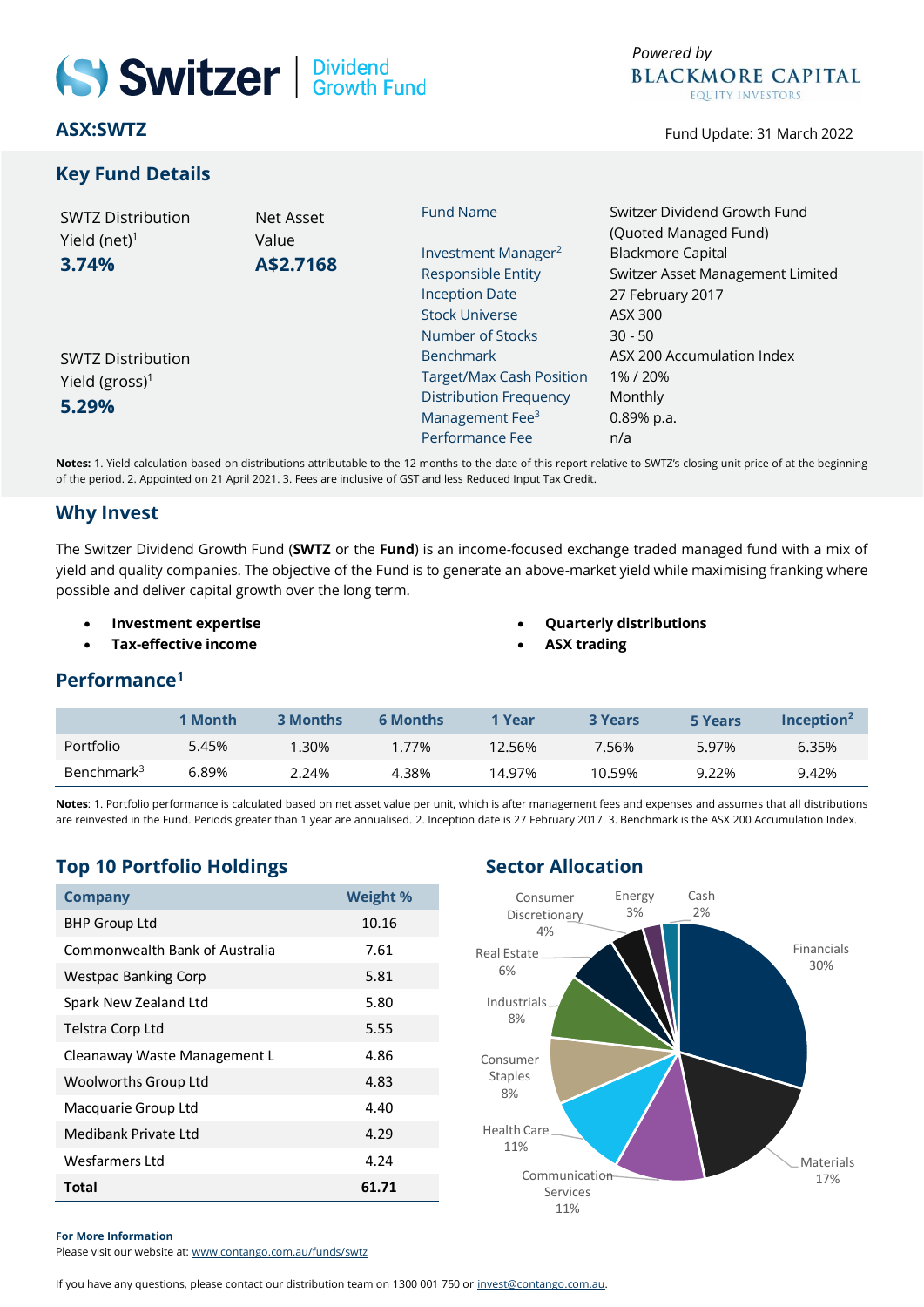# Switzer | Dividend Growth Fund

Powered by BLACKMORE CAPITAL EQUITY INVESTORS

**ASX:SWTZ**

Fund Update: 31 March 2022

## Key Fund Details

SWTZ Distribution Yield (net)[1]
**3.74%**

Net Asset Value
**A$2.7168**

SWTZ Distribution Yield (gross)[1]
**5.29%**

| | |
|---|---|
| Fund Name | Switzer Dividend Growth Fund (Quoted Managed Fund) |
| Investment Manager[2] | Blackmore Capital |
| Responsible Entity | Switzer Asset Management Limited |
| Inception Date | 27 February 2017 |
| Stock Universe | ASX 300 |
| Number of Stocks | 30 - 50 |
| Benchmark | ASX 200 Accumulation Index |
| Target/Max Cash Position | 1% / 20% |
| Distribution Frequency | Monthly |
| Management Fee[3] | 0.89% p.a. |
| Performance Fee | n/a |

**Notes:** 1. Yield calculation based on distributions attributable to the 12 months to the date of this report relative to SWTZ's closing unit price of at the beginning of the period. 2. Appointed on 21 April 2021. 3. Fees are inclusive of GST and less Reduced Input Tax Credit.

## Why Invest

The Switzer Dividend Growth Fund (**SWTZ** or the **Fund**) is an income-focused exchange traded managed fund with a mix of yield and quality companies. The objective of the Fund is to generate an above-market yield while maximising franking where possible and deliver capital growth over the long term.

- **Investment expertise**
- **Tax-effective income**
- **Quarterly distributions**
- **ASX trading**

## Performance[1]

| | 1 Month | 3 Months | 6 Months | 1 Year | 3 Years | 5 Years | Inception[2] |
|---|---|---|---|---|---|---|---|
| Portfolio | 5.45% | 1.30% | 1.77% | 12.56% | 7.56% | 5.97% | 6.35% |
| Benchmark[3] | 6.89% | 2.24% | 4.38% | 14.97% | 10.59% | 9.22% | 9.42% |

**Notes**: 1. Portfolio performance is calculated based on net asset value per unit, which is after management fees and expenses and assumes that all distributions are reinvested in the Fund. Periods greater than 1 year are annualised. 2. Inception date is 27 February 2017. 3. Benchmark is the ASX 200 Accumulation Index.

## Top 10 Portfolio Holdings

| Company | Weight % |
|---|---|
| BHP Group Ltd | 10.16 |
| Commonwealth Bank of Australia | 7.61 |
| Westpac Banking Corp | 5.81 |
| Spark New Zealand Ltd | 5.80 |
| Telstra Corp Ltd | 5.55 |
| Cleanaway Waste Management L | 4.86 |
| Woolworths Group Ltd | 4.83 |
| Macquarie Group Ltd | 4.40 |
| Medibank Private Ltd | 4.29 |
| Wesfarmers Ltd | 4.24 |
| **Total** | **61.71** |

## Sector Allocation

| Sector | Allocation |
|---|---|
| Financials | 30% |
| Materials | 17% |
| Communication Services | 11% |
| Health Care | 11% |
| Consumer Staples | 8% |
| Industrials | 8% |
| Real Estate | 6% |
| Consumer Discretionary | 4% |
| Energy | 3% |
| Cash | 2% |

**For More Information**

Please visit our website at: www.contango.com.au/funds/swtz

If you have any questions, please contact our distribution team on 1300 001 750 or invest@contango.com.au.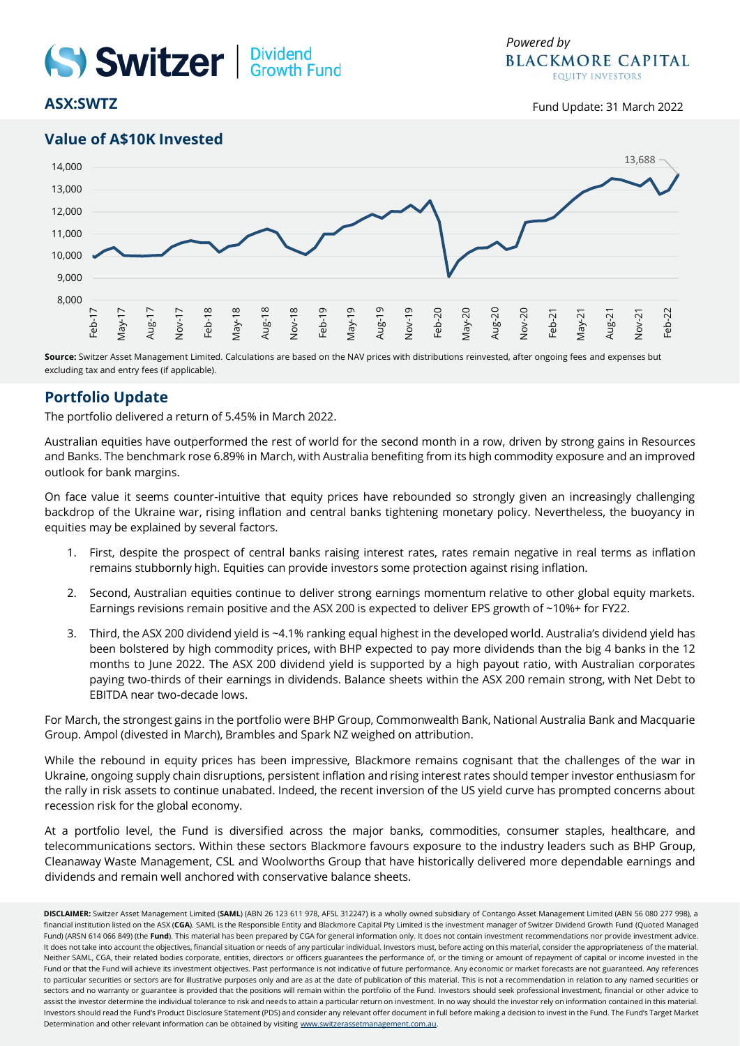# Switzer | Dividend Growth Fund

*Powered by* BLACKMORE CAPITAL EQUITY INVESTORS

**ASX:SWTZ**

Fund Update: 31 March 2022

## Value of A$10K Invested

13,688

14,000
13,000
12,000
11,000
10,000
9,000
8,000

Feb-17 May-17 Aug-17 Nov-17 Feb-18 May-18 Aug-18 Nov-18 Feb-19 May-19 Aug-19 Nov-19 Feb-20 May-20 Aug-20 Nov-20 Feb-21 May-21 Aug-21 Nov-21 Feb-22

**Source:** Switzer Asset Management Limited. Calculations are based on the NAV prices with distributions reinvested, after ongoing fees and expenses but excluding tax and entry fees (if applicable).

## Portfolio Update

The portfolio delivered a return of 5.45% in March 2022.

Australian equities have outperformed the rest of world for the second month in a row, driven by strong gains in Resources and Banks. The benchmark rose 6.89% in March, with Australia benefiting from its high commodity exposure and an improved outlook for bank margins.

On face value it seems counter-intuitive that equity prices have rebounded so strongly given an increasingly challenging backdrop of the Ukraine war, rising inflation and central banks tightening monetary policy. Nevertheless, the buoyancy in equities may be explained by several factors.

1. First, despite the prospect of central banks raising interest rates, rates remain negative in real terms as inflation remains stubbornly high. Equities can provide investors some protection against rising inflation.
2. Second, Australian equities continue to deliver strong earnings momentum relative to other global equity markets. Earnings revisions remain positive and the ASX 200 is expected to deliver EPS growth of ~10%+ for FY22.
3. Third, the ASX 200 dividend yield is ~4.1% ranking equal highest in the developed world. Australia's dividend yield has been bolstered by high commodity prices, with BHP expected to pay more dividends than the big 4 banks in the 12 months to June 2022. The ASX 200 dividend yield is supported by a high payout ratio, with Australian corporates paying two-thirds of their earnings in dividends. Balance sheets within the ASX 200 remain strong, with Net Debt to EBITDA near two-decade lows.

For March, the strongest gains in the portfolio were BHP Group, Commonwealth Bank, National Australia Bank and Macquarie Group. Ampol (divested in March), Brambles and Spark NZ weighed on attribution.

While the rebound in equity prices has been impressive, Blackmore remains cognisant that the challenges of the war in Ukraine, ongoing supply chain disruptions, persistent inflation and rising interest rates should temper investor enthusiasm for the rally in risk assets to continue unabated. Indeed, the recent inversion of the US yield curve has prompted concerns about recession risk for the global economy.

At a portfolio level, the Fund is diversified across the major banks, commodities, consumer staples, healthcare, and telecommunications sectors. Within these sectors Blackmore favours exposure to the industry leaders such as BHP Group, Cleanaway Waste Management, CSL and Woolworths Group that have historically delivered more dependable earnings and dividends and remain well anchored with conservative balance sheets.

**DISCLAIMER:** Switzer Asset Management Limited (**SAML**) (ABN 26 123 611 978, AFSL 312247) is a wholly owned subsidiary of Contango Asset Management Limited (ABN 56 080 277 998), a financial institution listed on the ASX (**CGA**). SAML is the Responsible Entity and Blackmore Capital Pty Limited is the investment manager of Switzer Dividend Growth Fund (Quoted Managed Fund) (ARSN 614 066 849) (the **Fund**). This material has been prepared by CGA for general information only. It does not contain investment recommendations nor provide investment advice. It does not take into account the objectives, financial situation or needs of any particular individual. Investors must, before acting on this material, consider the appropriateness of the material. Neither SAML, CGA, their related bodies corporate, entities, directors or officers guarantees the performance of, or the timing or amount of repayment of capital or income invested in the Fund or that the Fund will achieve its investment objectives. Past performance is not indicative of future performance. Any economic or market forecasts are not guaranteed. Any references to particular securities or sectors are for illustrative purposes only and are as at the date of publication of this material. This is not a recommendation in relation to any named securities or sectors and no warranty or guarantee is provided that the positions will remain within the portfolio of the Fund. Investors should seek professional investment, financial or other advice to assist the investor determine the individual tolerance to risk and needs to attain a particular return on investment. In no way should the investor rely on information contained in this material. Investors should read the Fund's Product Disclosure Statement (PDS) and consider any relevant offer document in full before making a decision to invest in the Fund. The Fund's Target Market Determination and other relevant information can be obtained by visiting www.switzerassetmanagement.com.au.